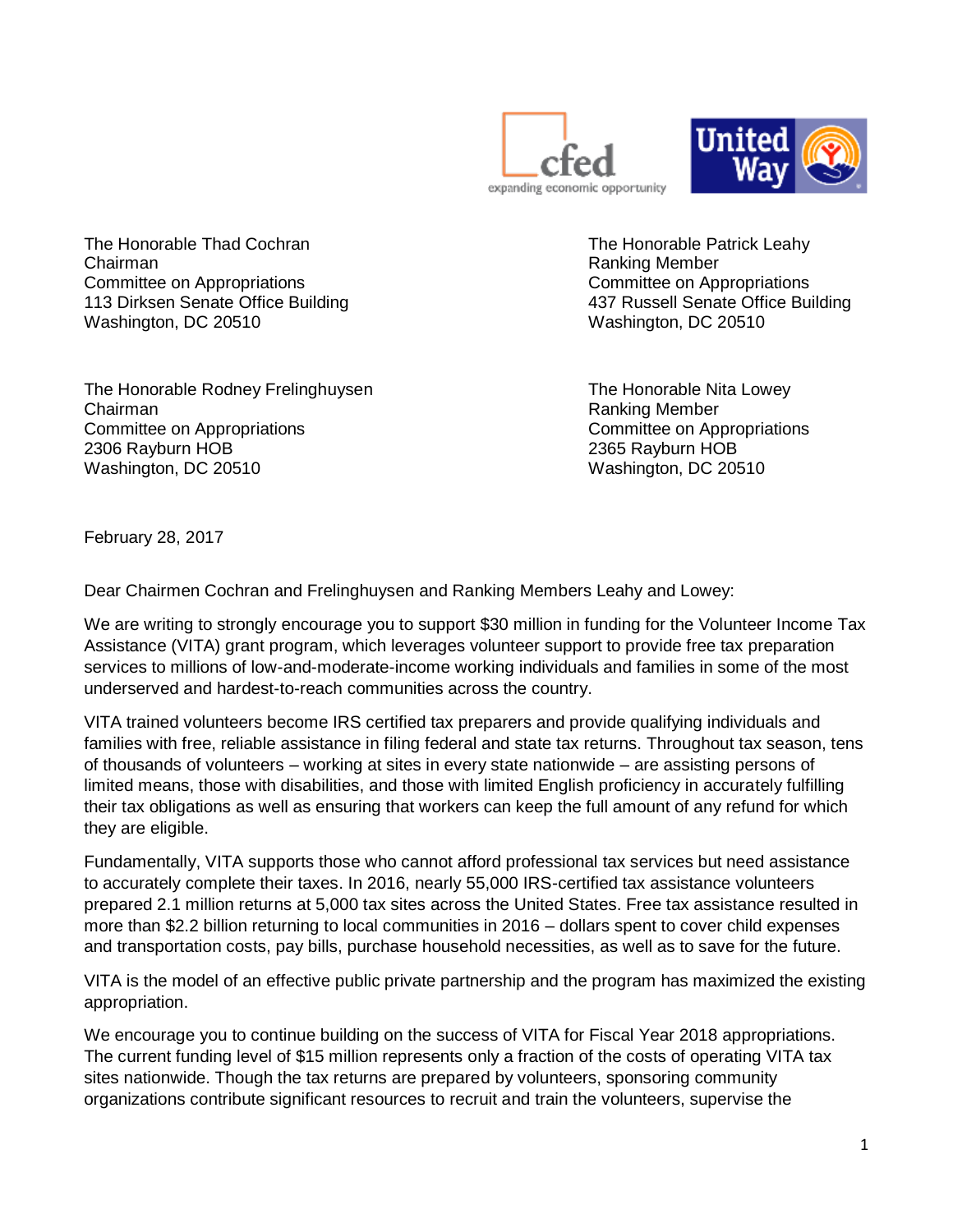The Honorable Thad Cochran
Chairman
Committee on Appropriations
113 Dirksen Senate Office Building
Washington, DC 20510

The Honorable Patrick Leahy
Ranking Member
Committee on Appropriations
437 Russell Senate Office Building
Washington, DC 20510

The Honorable Rodney Frelinghuysen
Chairman
Committee on Appropriations
2306 Rayburn HOB
Washington, DC 20510

The Honorable Nita Lowey
Ranking Member
Committee on Appropriations
2365 Rayburn HOB
Washington, DC 20510

February 28, 2017

Dear Chairmen Cochran and Frelinghuysen and Ranking Members Leahy and Lowey:

We are writing to strongly encourage you to support $30 million in funding for the Volunteer Income Tax Assistance (VITA) grant program, which leverages volunteer support to provide free tax preparation services to millions of low-and-moderate-income working individuals and families in some of the most underserved and hardest-to-reach communities across the country.

VITA trained volunteers become IRS certified tax preparers and provide qualifying individuals and families with free, reliable assistance in filing federal and state tax returns. Throughout tax season, tens of thousands of volunteers – working at sites in every state nationwide – are assisting persons of limited means, those with disabilities, and those with limited English proficiency in accurately fulfilling their tax obligations as well as ensuring that workers can keep the full amount of any refund for which they are eligible.

Fundamentally, VITA supports those who cannot afford professional tax services but need assistance to accurately complete their taxes. In 2016, nearly 55,000 IRS-certified tax assistance volunteers prepared 2.1 million returns at 5,000 tax sites across the United States. Free tax assistance resulted in more than $2.2 billion returning to local communities in 2016 – dollars spent to cover child expenses and transportation costs, pay bills, purchase household necessities, as well as to save for the future.

VITA is the model of an effective public private partnership and the program has maximized the existing appropriation.

We encourage you to continue building on the success of VITA for Fiscal Year 2018 appropriations. The current funding level of $15 million represents only a fraction of the costs of operating VITA tax sites nationwide. Though the tax returns are prepared by volunteers, sponsoring community organizations contribute significant resources to recruit and train the volunteers, supervise the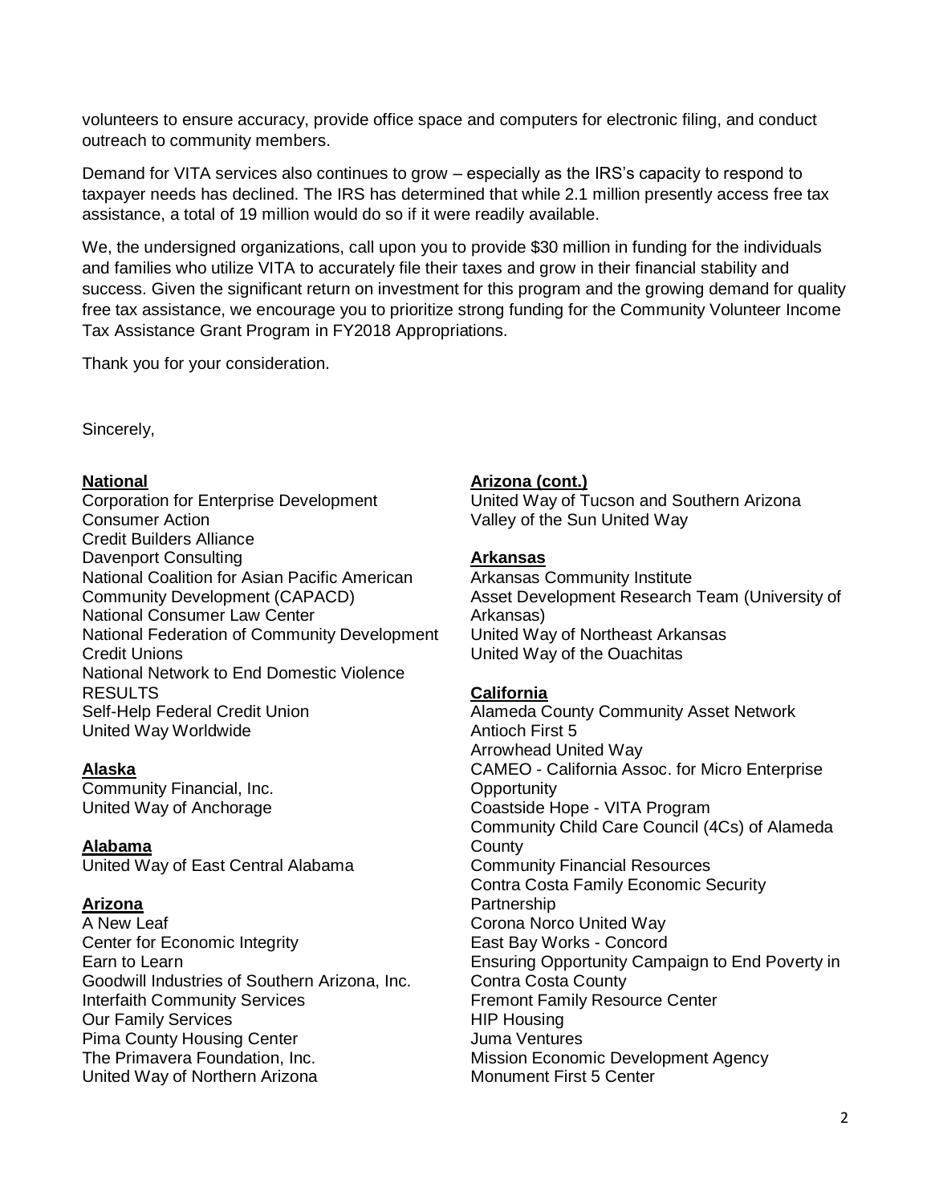volunteers to ensure accuracy, provide office space and computers for electronic filing, and conduct outreach to community members.

Demand for VITA services also continues to grow – especially as the IRS's capacity to respond to taxpayer needs has declined. The IRS has determined that while 2.1 million presently access free tax assistance, a total of 19 million would do so if it were readily available.

We, the undersigned organizations, call upon you to provide $30 million in funding for the individuals and families who utilize VITA to accurately file their taxes and grow in their financial stability and success. Given the significant return on investment for this program and the growing demand for quality free tax assistance, we encourage you to prioritize strong funding for the Community Volunteer Income Tax Assistance Grant Program in FY2018 Appropriations.

Thank you for your consideration.

Sincerely,

**National**

Corporation for Enterprise Development
Consumer Action
Credit Builders Alliance
Davenport Consulting
National Coalition for Asian Pacific American Community Development (CAPACD)
National Consumer Law Center
National Federation of Community Development Credit Unions
National Network to End Domestic Violence
RESULTS
Self-Help Federal Credit Union
United Way Worldwide

**Alaska**

Community Financial, Inc.
United Way of Anchorage

**Alabama**

United Way of East Central Alabama

**Arizona**

A New Leaf
Center for Economic Integrity
Earn to Learn
Goodwill Industries of Southern Arizona, Inc.
Interfaith Community Services
Our Family Services
Pima County Housing Center
The Primavera Foundation, Inc.
United Way of Northern Arizona

**Arizona (cont.)**

United Way of Tucson and Southern Arizona
Valley of the Sun United Way

**Arkansas**

Arkansas Community Institute
Asset Development Research Team (University of Arkansas)
United Way of Northeast Arkansas
United Way of the Ouachitas

**California**

Alameda County Community Asset Network
Antioch First 5
Arrowhead United Way
CAMEO - California Assoc. for Micro Enterprise Opportunity
Coastside Hope - VITA Program
Community Child Care Council (4Cs) of Alameda County
Community Financial Resources
Contra Costa Family Economic Security Partnership
Corona Norco United Way
East Bay Works - Concord
Ensuring Opportunity Campaign to End Poverty in Contra Costa County
Fremont Family Resource Center
HIP Housing
Juma Ventures
Mission Economic Development Agency
Monument First 5 Center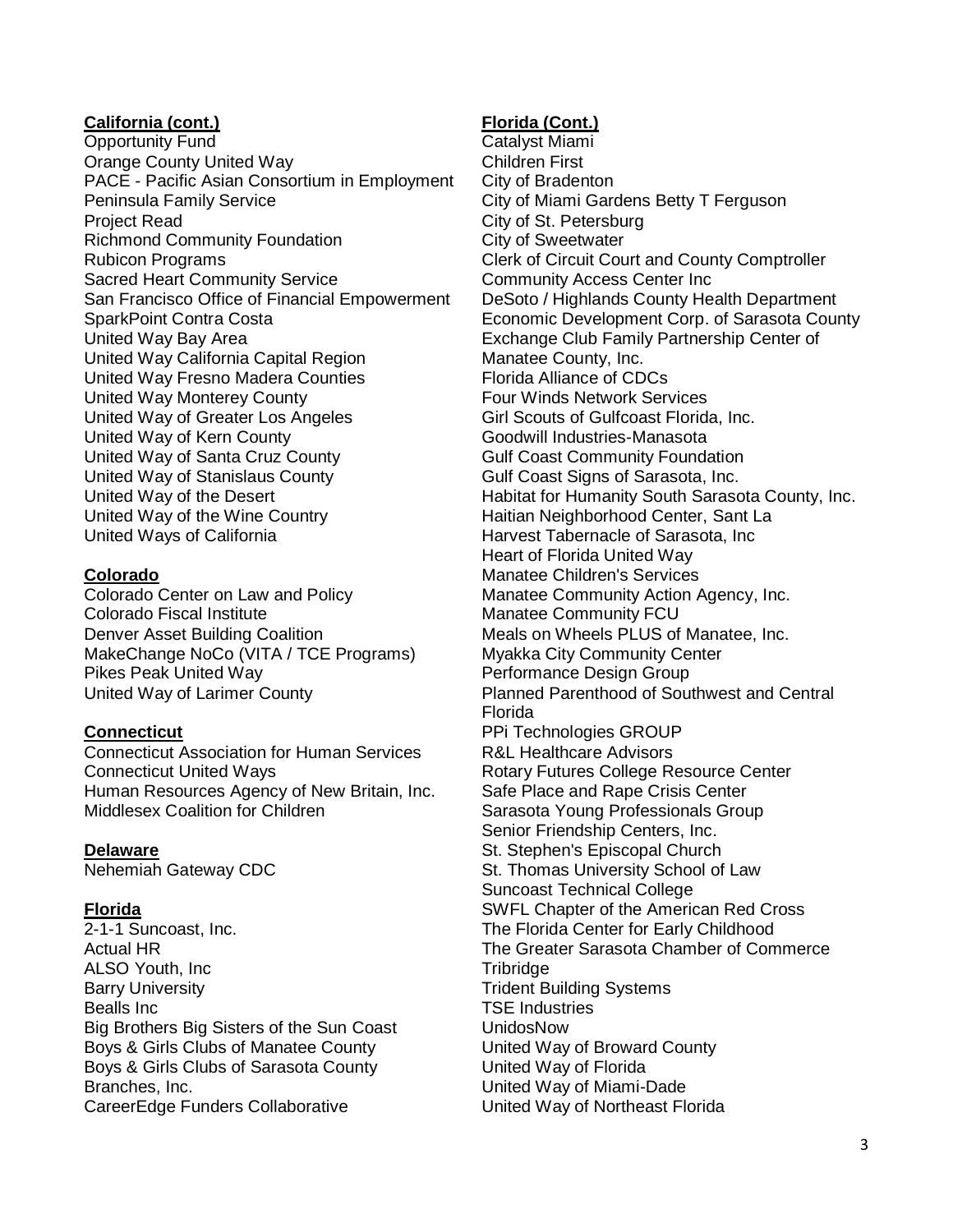**California (cont.)**

Opportunity Fund
Orange County United Way
PACE - Pacific Asian Consortium in Employment
Peninsula Family Service
Project Read
Richmond Community Foundation
Rubicon Programs
Sacred Heart Community Service
San Francisco Office of Financial Empowerment
SparkPoint Contra Costa
United Way Bay Area
United Way California Capital Region
United Way Fresno Madera Counties
United Way Monterey County
United Way of Greater Los Angeles
United Way of Kern County
United Way of Santa Cruz County
United Way of Stanislaus County
United Way of the Desert
United Way of the Wine Country
United Ways of California

**Colorado**

Colorado Center on Law and Policy
Colorado Fiscal Institute
Denver Asset Building Coalition
MakeChange NoCo (VITA / TCE Programs)
Pikes Peak United Way
United Way of Larimer County

**Connecticut**

Connecticut Association for Human Services
Connecticut United Ways
Human Resources Agency of New Britain, Inc.
Middlesex Coalition for Children

**Delaware**

Nehemiah Gateway CDC

**Florida**

2-1-1 Suncoast, Inc.
Actual HR
ALSO Youth, Inc
Barry University
Bealls Inc
Big Brothers Big Sisters of the Sun Coast
Boys & Girls Clubs of Manatee County
Boys & Girls Clubs of Sarasota County
Branches, Inc.
CareerEdge Funders Collaborative

**Florida (Cont.)**

Catalyst Miami
Children First
City of Bradenton
City of Miami Gardens Betty T Ferguson
City of St. Petersburg
City of Sweetwater
Clerk of Circuit Court and County Comptroller
Community Access Center Inc
DeSoto / Highlands County Health Department
Economic Development Corp. of Sarasota County
Exchange Club Family Partnership Center of Manatee County, Inc.
Florida Alliance of CDCs
Four Winds Network Services
Girl Scouts of Gulfcoast Florida, Inc.
Goodwill Industries-Manasota
Gulf Coast Community Foundation
Gulf Coast Signs of Sarasota, Inc.
Habitat for Humanity South Sarasota County, Inc.
Haitian Neighborhood Center, Sant La
Harvest Tabernacle of Sarasota, Inc
Heart of Florida United Way
Manatee Children's Services
Manatee Community Action Agency, Inc.
Manatee Community FCU
Meals on Wheels PLUS of Manatee, Inc.
Myakka City Community Center
Performance Design Group
Planned Parenthood of Southwest and Central Florida
PPi Technologies GROUP
R&L Healthcare Advisors
Rotary Futures College Resource Center
Safe Place and Rape Crisis Center
Sarasota Young Professionals Group
Senior Friendship Centers, Inc.
St. Stephen's Episcopal Church
St. Thomas University School of Law
Suncoast Technical College
SWFL Chapter of the American Red Cross
The Florida Center for Early Childhood
The Greater Sarasota Chamber of Commerce
Tribridge
Trident Building Systems
TSE Industries
UnidosNow
United Way of Broward County
United Way of Florida
United Way of Miami-Dade
United Way of Northeast Florida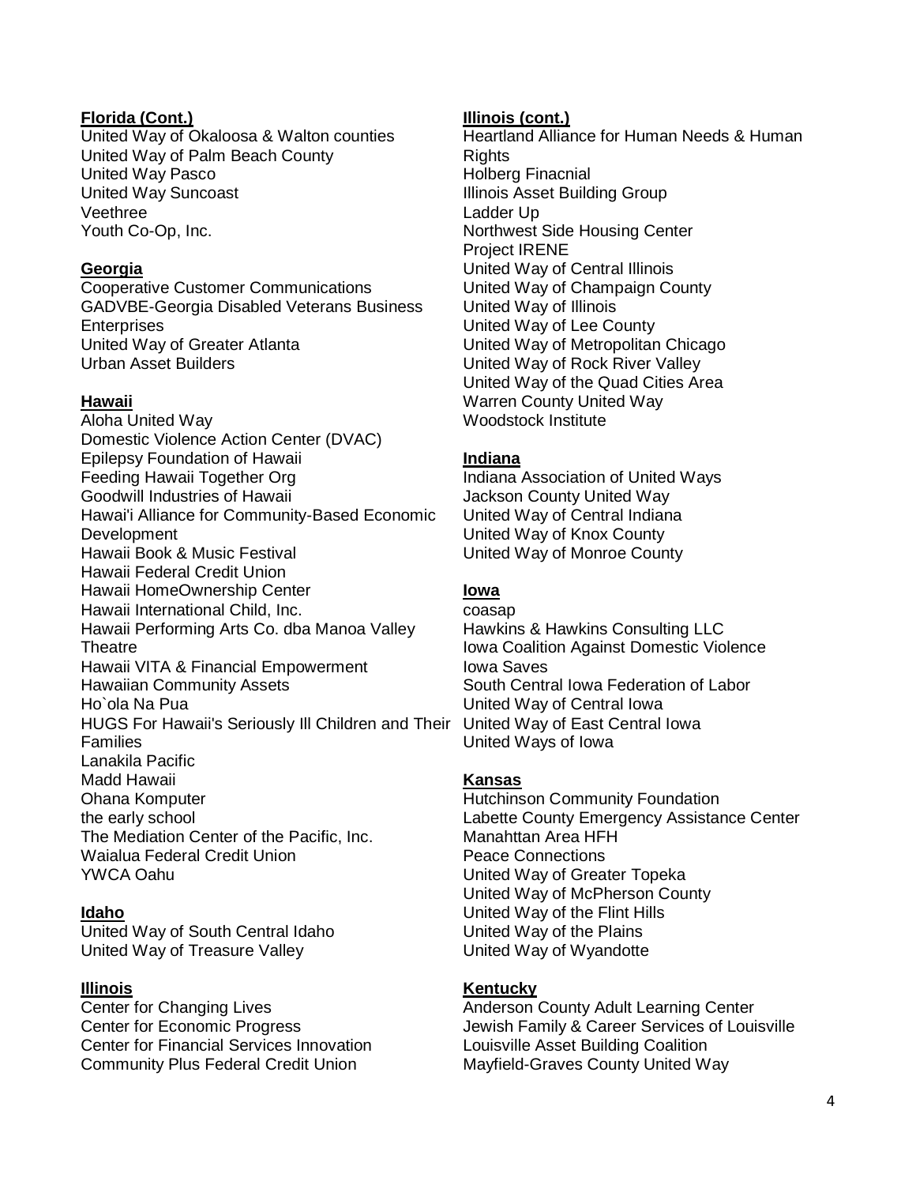**Florida (Cont.)**

United Way of Okaloosa & Walton counties
United Way of Palm Beach County
United Way Pasco
United Way Suncoast
Veethree
Youth Co-Op, Inc.

**Georgia**

Cooperative Customer Communications
GADVBE-Georgia Disabled Veterans Business Enterprises
United Way of Greater Atlanta
Urban Asset Builders

**Hawaii**

Aloha United Way
Domestic Violence Action Center (DVAC)
Epilepsy Foundation of Hawaii
Feeding Hawaii Together Org
Goodwill Industries of Hawaii
Hawai'i Alliance for Community-Based Economic Development
Hawaii Book & Music Festival
Hawaii Federal Credit Union
Hawaii HomeOwnership Center
Hawaii International Child, Inc.
Hawaii Performing Arts Co. dba Manoa Valley Theatre
Hawaii VITA & Financial Empowerment
Hawaiian Community Assets
Ho`ola Na Pua
HUGS For Hawaii's Seriously Ill Children and Their Families
Lanakila Pacific
Madd Hawaii
Ohana Komputer
the early school
The Mediation Center of the Pacific, Inc.
Waialua Federal Credit Union
YWCA Oahu

**Idaho**

United Way of South Central Idaho
United Way of Treasure Valley

**Illinois**

Center for Changing Lives
Center for Economic Progress
Center for Financial Services Innovation
Community Plus Federal Credit Union

**Illinois (cont.)**

Heartland Alliance for Human Needs & Human Rights
Holberg Finacnial
Illinois Asset Building Group
Ladder Up
Northwest Side Housing Center
Project IRENE
United Way of Central Illinois
United Way of Champaign County
United Way of Illinois
United Way of Lee County
United Way of Metropolitan Chicago
United Way of Rock River Valley
United Way of the Quad Cities Area
Warren County United Way
Woodstock Institute

**Indiana**

Indiana Association of United Ways
Jackson County United Way
United Way of Central Indiana
United Way of Knox County
United Way of Monroe County

**Iowa**

coasap
Hawkins & Hawkins Consulting LLC
Iowa Coalition Against Domestic Violence
Iowa Saves
South Central Iowa Federation of Labor
United Way of Central Iowa
United Way of East Central Iowa
United Ways of Iowa

**Kansas**

Hutchinson Community Foundation
Labette County Emergency Assistance Center
Manahttan Area HFH
Peace Connections
United Way of Greater Topeka
United Way of McPherson County
United Way of the Flint Hills
United Way of the Plains
United Way of Wyandotte

**Kentucky**

Anderson County Adult Learning Center
Jewish Family & Career Services of Louisville
Louisville Asset Building Coalition
Mayfield-Graves County United Way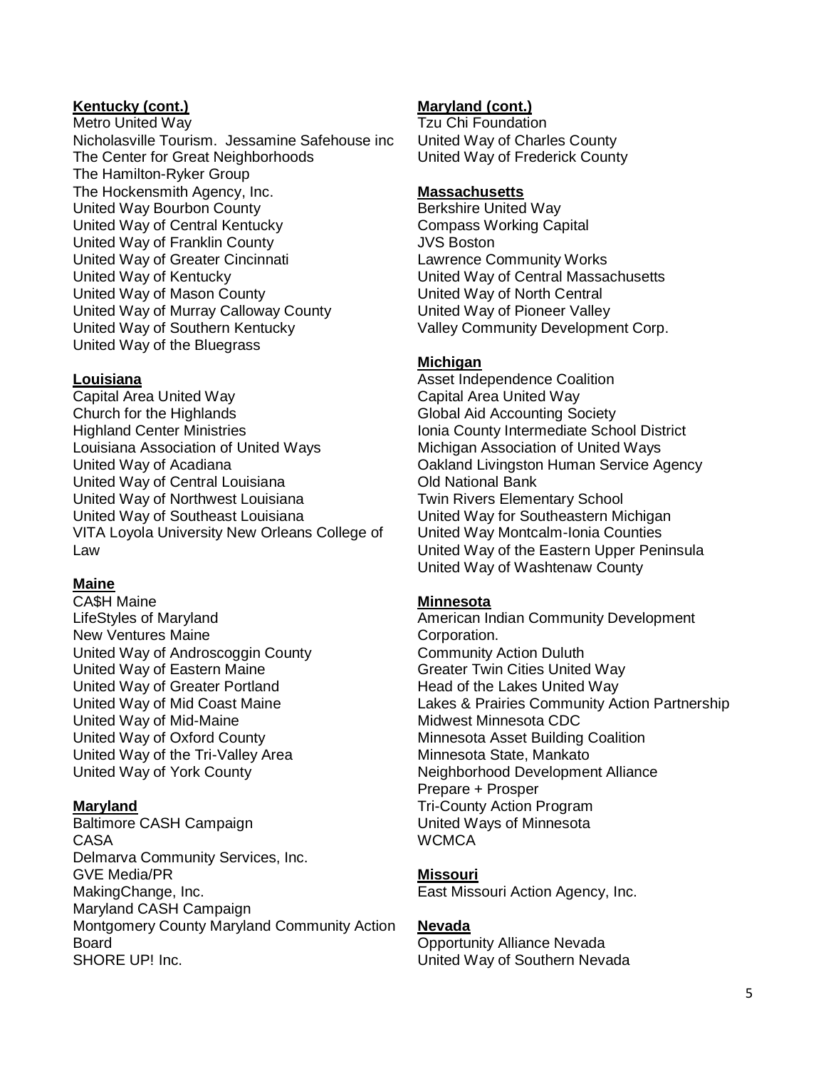**Kentucky (cont.)**

Metro United Way
Nicholasville Tourism. Jessamine Safehouse inc
The Center for Great Neighborhoods
The Hamilton-Ryker Group
The Hockensmith Agency, Inc.
United Way Bourbon County
United Way of Central Kentucky
United Way of Franklin County
United Way of Greater Cincinnati
United Way of Kentucky
United Way of Mason County
United Way of Murray Calloway County
United Way of Southern Kentucky
United Way of the Bluegrass

**Louisiana**

Capital Area United Way
Church for the Highlands
Highland Center Ministries
Louisiana Association of United Ways
United Way of Acadiana
United Way of Central Louisiana
United Way of Northwest Louisiana
United Way of Southeast Louisiana
VITA Loyola University New Orleans College of Law

**Maine**

CA$H Maine
LifeStyles of Maryland
New Ventures Maine
United Way of Androscoggin County
United Way of Eastern Maine
United Way of Greater Portland
United Way of Mid Coast Maine
United Way of Mid-Maine
United Way of Oxford County
United Way of the Tri-Valley Area
United Way of York County

**Maryland**

Baltimore CASH Campaign
CASA
Delmarva Community Services, Inc.
GVE Media/PR
MakingChange, Inc.
Maryland CASH Campaign
Montgomery County Maryland Community Action Board
SHORE UP! Inc.

**Maryland (cont.)**

Tzu Chi Foundation
United Way of Charles County
United Way of Frederick County

**Massachusetts**

Berkshire United Way
Compass Working Capital
JVS Boston
Lawrence Community Works
United Way of Central Massachusetts
United Way of North Central
United Way of Pioneer Valley
Valley Community Development Corp.

**Michigan**

Asset Independence Coalition
Capital Area United Way
Global Aid Accounting Society
Ionia County Intermediate School District
Michigan Association of United Ways
Oakland Livingston Human Service Agency
Old National Bank
Twin Rivers Elementary School
United Way for Southeastern Michigan
United Way Montcalm-Ionia Counties
United Way of the Eastern Upper Peninsula
United Way of Washtenaw County

**Minnesota**

American Indian Community Development Corporation.
Community Action Duluth
Greater Twin Cities United Way
Head of the Lakes United Way
Lakes & Prairies Community Action Partnership
Midwest Minnesota CDC
Minnesota Asset Building Coalition
Minnesota State, Mankato
Neighborhood Development Alliance
Prepare + Prosper
Tri-County Action Program
United Ways of Minnesota
WCMCA

**Missouri**

East Missouri Action Agency, Inc.

**Nevada**

Opportunity Alliance Nevada
United Way of Southern Nevada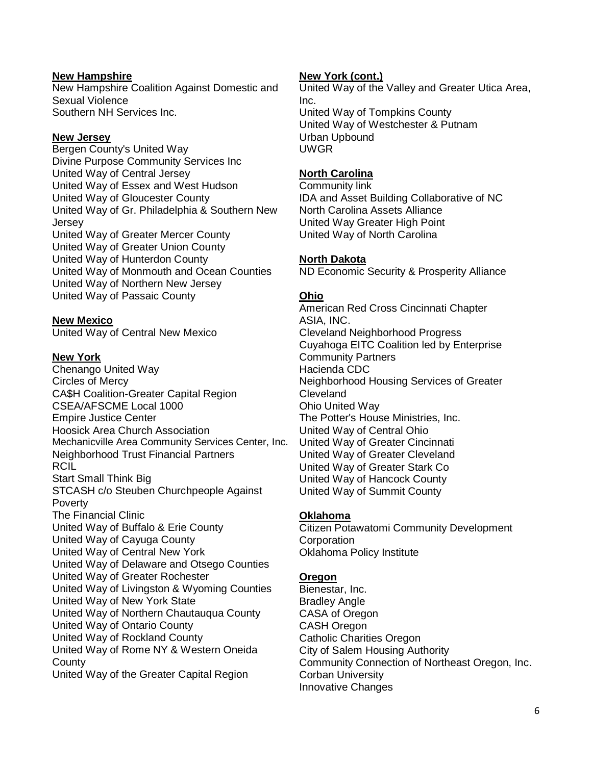**New Hampshire**

New Hampshire Coalition Against Domestic and Sexual Violence
Southern NH Services Inc.

**New Jersey**

Bergen County's United Way
Divine Purpose Community Services Inc
United Way of Central Jersey
United Way of Essex and West Hudson
United Way of Gloucester County
United Way of Gr. Philadelphia & Southern New Jersey
United Way of Greater Mercer County
United Way of Greater Union County
United Way of Hunterdon County
United Way of Monmouth and Ocean Counties
United Way of Northern New Jersey
United Way of Passaic County

**New Mexico**

United Way of Central New Mexico

**New York**

Chenango United Way
Circles of Mercy
CA$H Coalition-Greater Capital Region
CSEA/AFSCME Local 1000
Empire Justice Center
Hoosick Area Church Association
Mechanicville Area Community Services Center, Inc.
Neighborhood Trust Financial Partners
RCIL
Start Small Think Big
STCASH c/o Steuben Churchpeople Against Poverty
The Financial Clinic
United Way of Buffalo & Erie County
United Way of Cayuga County
United Way of Central New York
United Way of Delaware and Otsego Counties
United Way of Greater Rochester
United Way of Livingston & Wyoming Counties
United Way of New York State
United Way of Northern Chautauqua County
United Way of Ontario County
United Way of Rockland County
United Way of Rome NY & Western Oneida County
United Way of the Greater Capital Region

**New York (cont.)**

United Way of the Valley and Greater Utica Area, Inc.
United Way of Tompkins County
United Way of Westchester & Putnam
Urban Upbound
UWGR

**North Carolina**

Community link
IDA and Asset Building Collaborative of NC
North Carolina Assets Alliance
United Way Greater High Point
United Way of North Carolina

**North Dakota**

ND Economic Security & Prosperity Alliance

**Ohio**

American Red Cross Cincinnati Chapter
ASIA, INC.
Cleveland Neighborhood Progress
Cuyahoga EITC Coalition led by Enterprise Community Partners
Hacienda CDC
Neighborhood Housing Services of Greater Cleveland
Ohio United Way
The Potter's House Ministries, Inc.
United Way of Central Ohio
United Way of Greater Cincinnati
United Way of Greater Cleveland
United Way of Greater Stark Co
United Way of Hancock County
United Way of Summit County

**Oklahoma**

Citizen Potawatomi Community Development Corporation
Oklahoma Policy Institute

**Oregon**

Bienestar, Inc.
Bradley Angle
CASA of Oregon
CASH Oregon
Catholic Charities Oregon
City of Salem Housing Authority
Community Connection of Northeast Oregon, Inc.
Corban University
Innovative Changes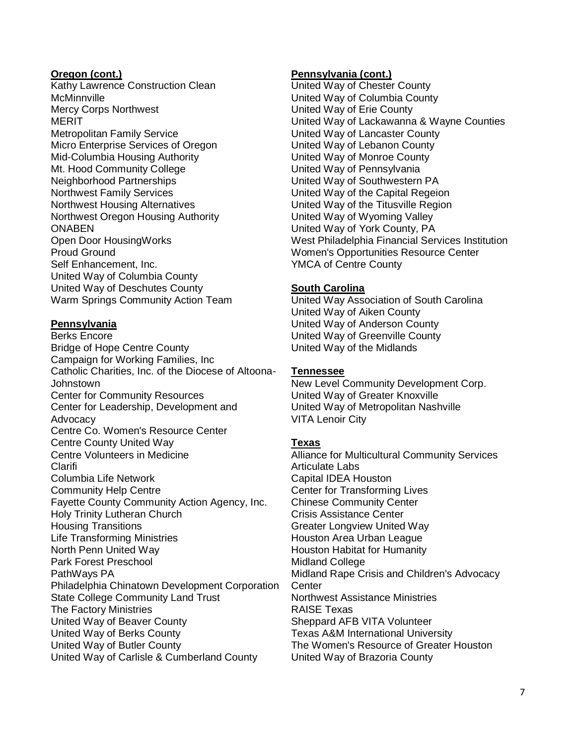**Oregon (cont.)**

Kathy Lawrence Construction Clean
McMinnville
Mercy Corps Northwest
MERIT
Metropolitan Family Service
Micro Enterprise Services of Oregon
Mid-Columbia Housing Authority
Mt. Hood Community College
Neighborhood Partnerships
Northwest Family Services
Northwest Housing Alternatives
Northwest Oregon Housing Authority
ONABEN
Open Door HousingWorks
Proud Ground
Self Enhancement, Inc.
United Way of Columbia County
United Way of Deschutes County
Warm Springs Community Action Team

**Pennsylvania**

Berks Encore
Bridge of Hope Centre County
Campaign for Working Families, Inc
Catholic Charities, Inc. of the Diocese of Altoona-Johnstown
Center for Community Resources
Center for Leadership, Development and Advocacy
Centre Co. Women's Resource Center
Centre County United Way
Centre Volunteers in Medicine
Clarifi
Columbia Life Network
Community Help Centre
Fayette County Community Action Agency, Inc.
Holy Trinity Lutheran Church
Housing Transitions
Life Transforming Ministries
North Penn United Way
Park Forest Preschool
PathWays PA
Philadelphia Chinatown Development Corporation
State College Community Land Trust
The Factory Ministries
United Way of Beaver County
United Way of Berks County
United Way of Butler County
United Way of Carlisle & Cumberland County

**Pennsylvania (cont.)**

United Way of Chester County
United Way of Columbia County
United Way of Erie County
United Way of Lackawanna & Wayne Counties
United Way of Lancaster County
United Way of Lebanon County
United Way of Monroe County
United Way of Pennsylvania
United Way of Southwestern PA
United Way of the Capital Regeion
United Way of the Titusville Region
United Way of Wyoming Valley
United Way of York County, PA
West Philadelphia Financial Services Institution
Women's Opportunities Resource Center
YMCA of Centre County

**South Carolina**

United Way Association of South Carolina
United Way of Aiken County
United Way of Anderson County
United Way of Greenville County
United Way of the Midlands

**Tennessee**

New Level Community Development Corp.
United Way of Greater Knoxville
United Way of Metropolitan Nashville
VITA Lenoir City

**Texas**

Alliance for Multicultural Community Services
Articulate Labs
Capital IDEA Houston
Center for Transforming Lives
Chinese Community Center
Crisis Assistance Center
Greater Longview United Way
Houston Area Urban League
Houston Habitat for Humanity
Midland College
Midland Rape Crisis and Children's Advocacy Center
Northwest Assistance Ministries
RAISE Texas
Sheppard AFB VITA Volunteer
Texas A&M International University
The Women's Resource of Greater Houston
United Way of Brazoria County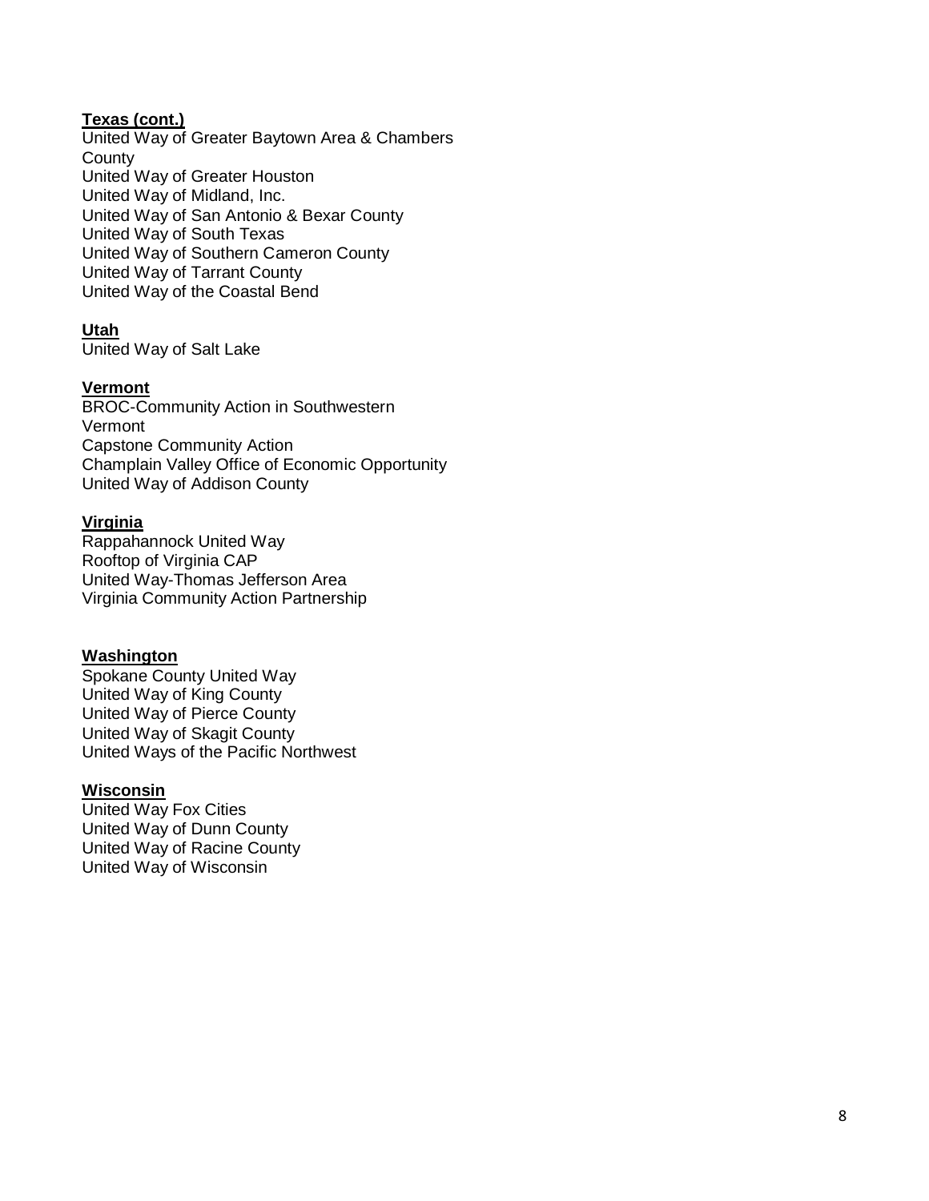**Texas (cont.)**

United Way of Greater Baytown Area & Chambers County
United Way of Greater Houston
United Way of Midland, Inc.
United Way of San Antonio & Bexar County
United Way of South Texas
United Way of Southern Cameron County
United Way of Tarrant County
United Way of the Coastal Bend

**Utah**

United Way of Salt Lake

**Vermont**

BROC-Community Action in Southwestern Vermont
Capstone Community Action
Champlain Valley Office of Economic Opportunity
United Way of Addison County

**Virginia**

Rappahannock United Way
Rooftop of Virginia CAP
United Way-Thomas Jefferson Area
Virginia Community Action Partnership

**Washington**

Spokane County United Way
United Way of King County
United Way of Pierce County
United Way of Skagit County
United Ways of the Pacific Northwest

**Wisconsin**

United Way Fox Cities
United Way of Dunn County
United Way of Racine County
United Way of Wisconsin